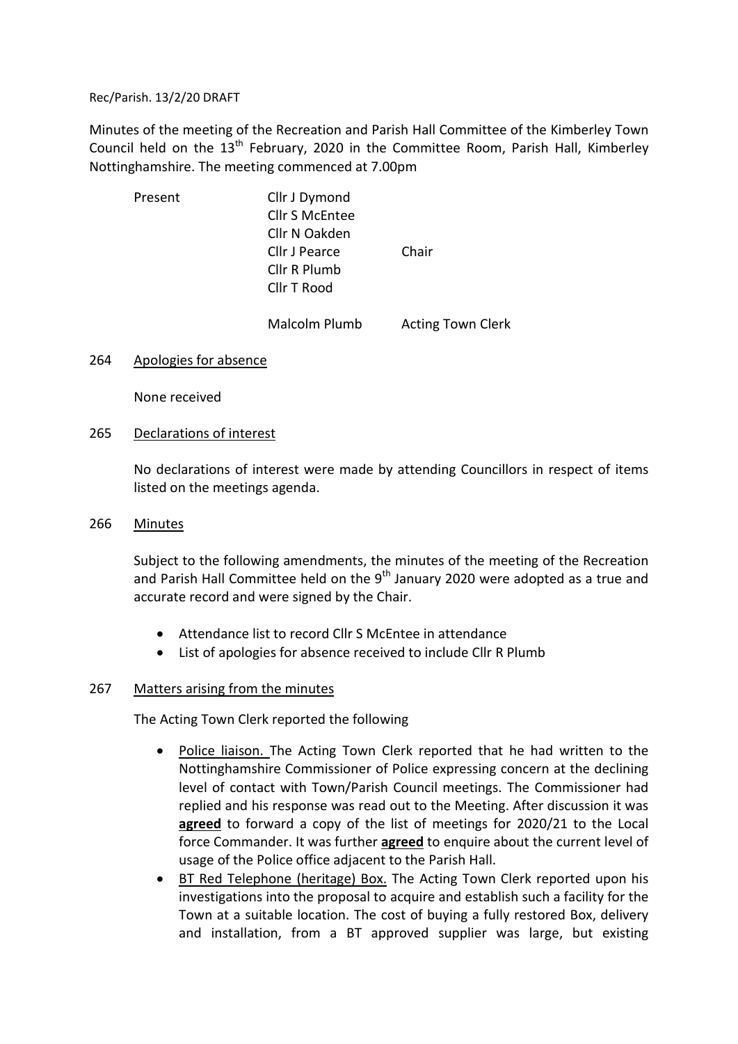Rec/Parish. 13/2/20 DRAFT

Minutes of the meeting of the Recreation and Parish Hall Committee of the Kimberley Town Council held on the 13th February, 2020 in the Committee Room, Parish Hall, Kimberley Nottinghamshire. The meeting commenced at 7.00pm

| Present | Cllr J Dymond | |
|---|---|---|
| | Cllr S McEntee | |
| | Cllr N Oakden | |
| | Cllr J Pearce | Chair |
| | Cllr R Plumb | |
| | Cllr T Rood | |
| | Malcolm Plumb | Acting Town Clerk |

264 Apologies for absence

None received

265 Declarations of interest

No declarations of interest were made by attending Councillors in respect of items listed on the meetings agenda.

266 Minutes

Subject to the following amendments, the minutes of the meeting of the Recreation and Parish Hall Committee held on the 9th January 2020 were adopted as a true and accurate record and were signed by the Chair.

- Attendance list to record Cllr S McEntee in attendance
- List of apologies for absence received to include Cllr R Plumb

267 Matters arising from the minutes

The Acting Town Clerk reported the following

- Police liaison. The Acting Town Clerk reported that he had written to the Nottinghamshire Commissioner of Police expressing concern at the declining level of contact with Town/Parish Council meetings. The Commissioner had replied and his response was read out to the Meeting. After discussion it was **agreed** to forward a copy of the list of meetings for 2020/21 to the Local force Commander. It was further **agreed** to enquire about the current level of usage of the Police office adjacent to the Parish Hall.
- BT Red Telephone (heritage) Box. The Acting Town Clerk reported upon his investigations into the proposal to acquire and establish such a facility for the Town at a suitable location. The cost of buying a fully restored Box, delivery and installation, from a BT approved supplier was large, but existing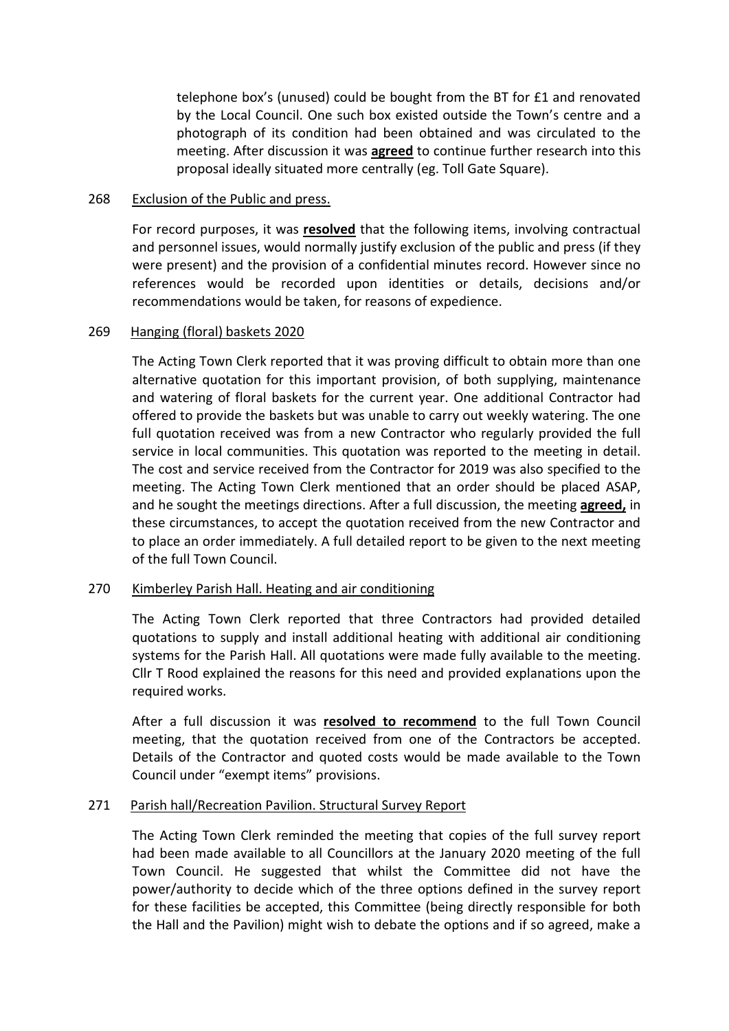telephone box's (unused) could be bought from the BT for £1 and renovated by the Local Council. One such box existed outside the Town's centre and a photograph of its condition had been obtained and was circulated to the meeting. After discussion it was **agreed** to continue further research into this proposal ideally situated more centrally (eg. Toll Gate Square).

268 Exclusion of the Public and press.

For record purposes, it was **resolved** that the following items, involving contractual and personnel issues, would normally justify exclusion of the public and press (if they were present) and the provision of a confidential minutes record. However since no references would be recorded upon identities or details, decisions and/or recommendations would be taken, for reasons of expedience.

269 Hanging (floral) baskets 2020

The Acting Town Clerk reported that it was proving difficult to obtain more than one alternative quotation for this important provision, of both supplying, maintenance and watering of floral baskets for the current year. One additional Contractor had offered to provide the baskets but was unable to carry out weekly watering. The one full quotation received was from a new Contractor who regularly provided the full service in local communities. This quotation was reported to the meeting in detail. The cost and service received from the Contractor for 2019 was also specified to the meeting. The Acting Town Clerk mentioned that an order should be placed ASAP, and he sought the meetings directions. After a full discussion, the meeting **agreed,** in these circumstances, to accept the quotation received from the new Contractor and to place an order immediately. A full detailed report to be given to the next meeting of the full Town Council.

270 Kimberley Parish Hall. Heating and air conditioning

The Acting Town Clerk reported that three Contractors had provided detailed quotations to supply and install additional heating with additional air conditioning systems for the Parish Hall. All quotations were made fully available to the meeting. Cllr T Rood explained the reasons for this need and provided explanations upon the required works.

After a full discussion it was **resolved to recommend** to the full Town Council meeting, that the quotation received from one of the Contractors be accepted. Details of the Contractor and quoted costs would be made available to the Town Council under "exempt items" provisions.

271 Parish hall/Recreation Pavilion. Structural Survey Report

The Acting Town Clerk reminded the meeting that copies of the full survey report had been made available to all Councillors at the January 2020 meeting of the full Town Council. He suggested that whilst the Committee did not have the power/authority to decide which of the three options defined in the survey report for these facilities be accepted, this Committee (being directly responsible for both the Hall and the Pavilion) might wish to debate the options and if so agreed, make a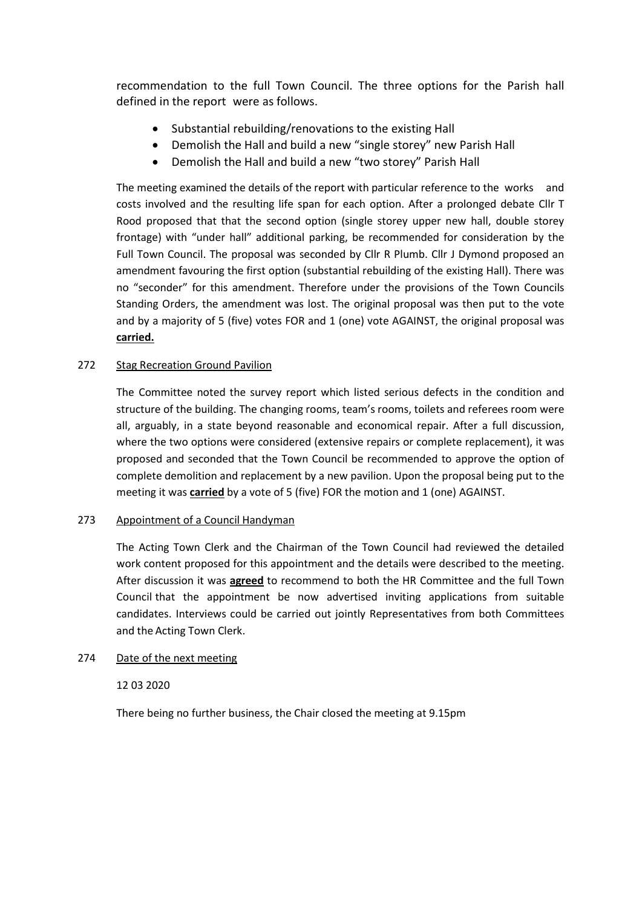recommendation to the full Town Council. The three options for the Parish hall defined in the report were as follows.

- Substantial rebuilding/renovations to the existing Hall
- Demolish the Hall and build a new "single storey" new Parish Hall
- Demolish the Hall and build a new "two storey" Parish Hall

The meeting examined the details of the report with particular reference to the works and costs involved and the resulting life span for each option. After a prolonged debate Cllr T Rood proposed that that the second option (single storey upper new hall, double storey frontage) with "under hall" additional parking, be recommended for consideration by the Full Town Council. The proposal was seconded by Cllr R Plumb. Cllr J Dymond proposed an amendment favouring the first option (substantial rebuilding of the existing Hall). There was no "seconder" for this amendment. Therefore under the provisions of the Town Councils Standing Orders, the amendment was lost. The original proposal was then put to the vote and by a majority of 5 (five) votes FOR and 1 (one) vote AGAINST, the original proposal was **carried.**

272 Stag Recreation Ground Pavilion

The Committee noted the survey report which listed serious defects in the condition and structure of the building. The changing rooms, team's rooms, toilets and referees room were all, arguably, in a state beyond reasonable and economical repair. After a full discussion, where the two options were considered (extensive repairs or complete replacement), it was proposed and seconded that the Town Council be recommended to approve the option of complete demolition and replacement by a new pavilion. Upon the proposal being put to the meeting it was **carried** by a vote of 5 (five) FOR the motion and 1 (one) AGAINST.

273 Appointment of a Council Handyman

The Acting Town Clerk and the Chairman of the Town Council had reviewed the detailed work content proposed for this appointment and the details were described to the meeting. After discussion it was **agreed** to recommend to both the HR Committee and the full Town Council that the appointment be now advertised inviting applications from suitable candidates. Interviews could be carried out jointly Representatives from both Committees and the Acting Town Clerk.

274 Date of the next meeting

12 03 2020

There being no further business, the Chair closed the meeting at 9.15pm